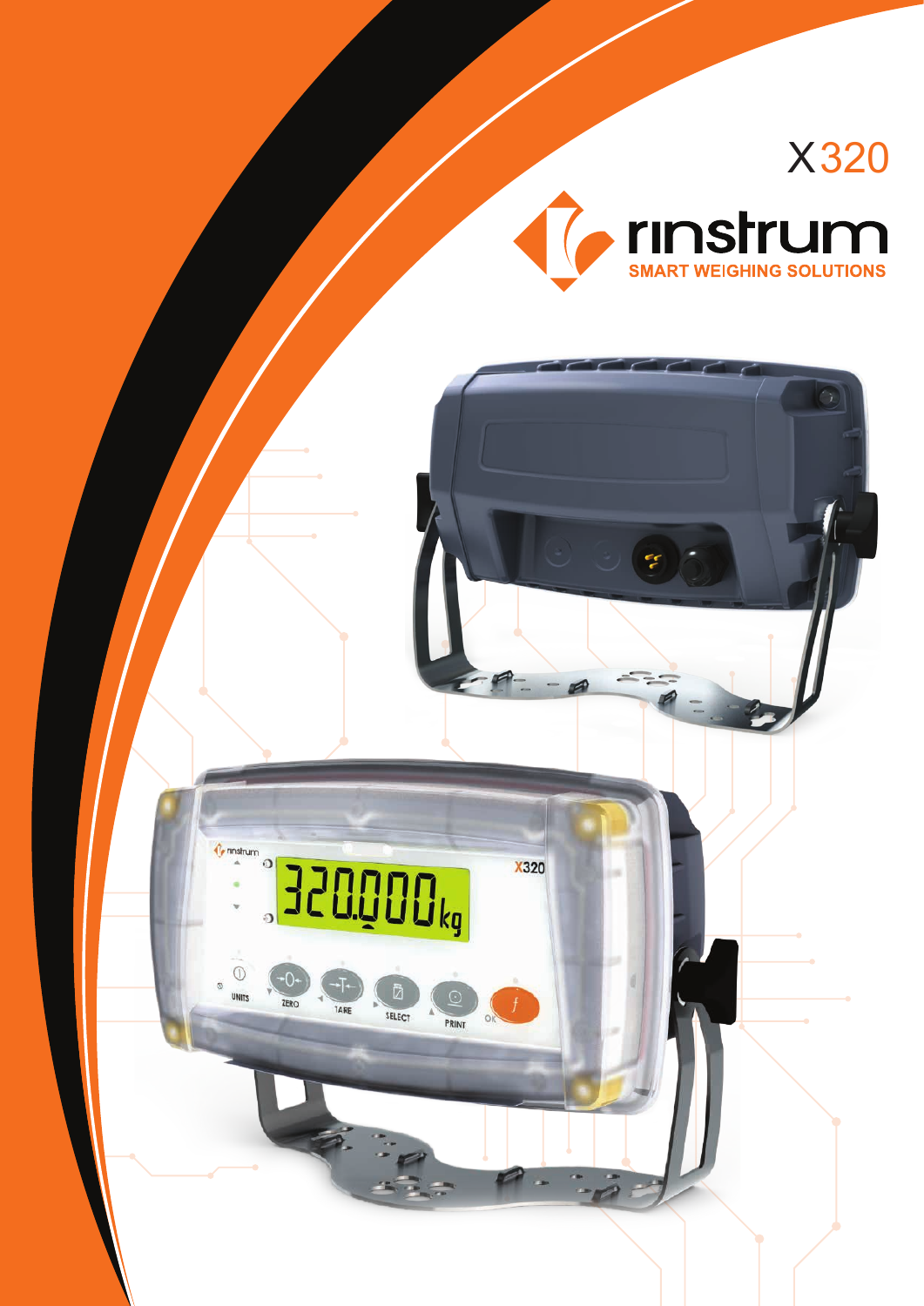# X320

rinstrum

SMART WEIGHING SOLUTIONS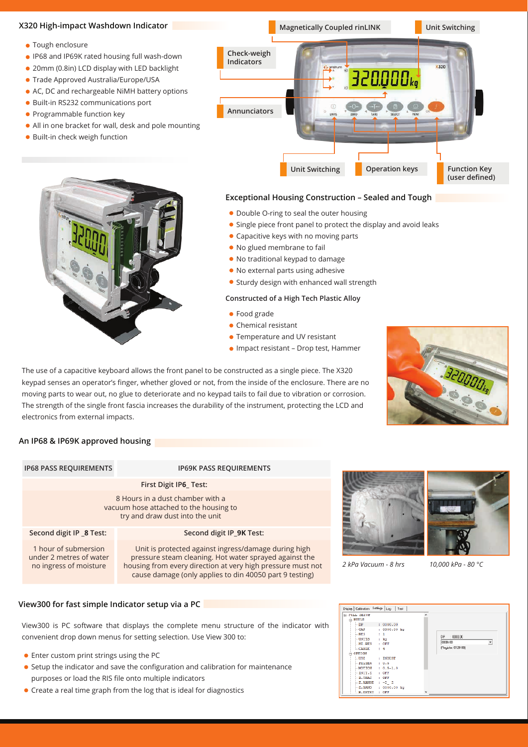## X320 High-impact Washdown Indicator

- Tough enclosure
- IP68 and IP69K rated housing full wash-down
- 20mm (0.8in) LCD display with LED backlight
- Trade Approved Australia/Europe/USA
- AC, DC and rechargeable NiMH battery options
- Built-in RS232 communications port
- Programmable function key
- All in one bracket for wall, desk and pole mounting
- Built-in check weigh function

Magnetically Coupled rinLINK

Unit Switching

Check-weigh Indicators

Annunciators

Unit Switching

Operation keys

Function Key (user defined)

### Exceptional Housing Construction – Sealed and Tough

- Double O-ring to seal the outer housing
- Single piece front panel to protect the display and avoid leaks
- Capacitive keys with no moving parts
- No glued membrane to fail
- No traditional keypad to damage
- No external parts using adhesive
- Sturdy design with enhanced wall strength

#### Constructed of a High Tech Plastic Alloy

- Food grade
- Chemical resistant
- Temperature and UV resistant
- Impact resistant – Drop test, Hammer

The use of a capacitive keyboard allows the front panel to be constructed as a single piece. The X320 keypad senses an operator's finger, whether gloved or not, from the inside of the enclosure. There are no moving parts to wear out, no glue to deteriorate and no keypad tails to fail due to vibration or corrosion. The strength of the single front fascia increases the durability of the instrument, protecting the LCD and electronics from external impacts.

### An IP68 & IP69K approved housing

| IP68 PASS REQUIREMENTS | IP69K PASS REQUIREMENTS |
|---|---|
| First Digit IP6_ Test: | |
| 8 Hours in a dust chamber with a vacuum hose attached to the housing to try and draw dust into the unit | |
| Second digit IP _8 Test: | Second digit IP_9K Test: |
| 1 hour of submersion under 2 metres of water no ingress of moisture | Unit is protected against ingress/damage during high pressure steam cleaning. Hot water sprayed against the housing from every direction at very high pressure must not cause damage (only applies to din 40050 part 9 testing) |

*2 kPa Vacuum - 8 hrs*

*10,000 kPa - 80 °C*

### View300 for fast simple Indicator setup via a PC

View300 is PC software that displays the complete menu structure of the indicator with convenient drop down menus for setting selection. Use View 300 to:

- Enter custom print strings using the PC
- Setup the indicator and save the configuration and calibration for maintenance purposes or load the RIS file onto multiple indicators
- Create a real time graph from the log that is ideal for diagnostics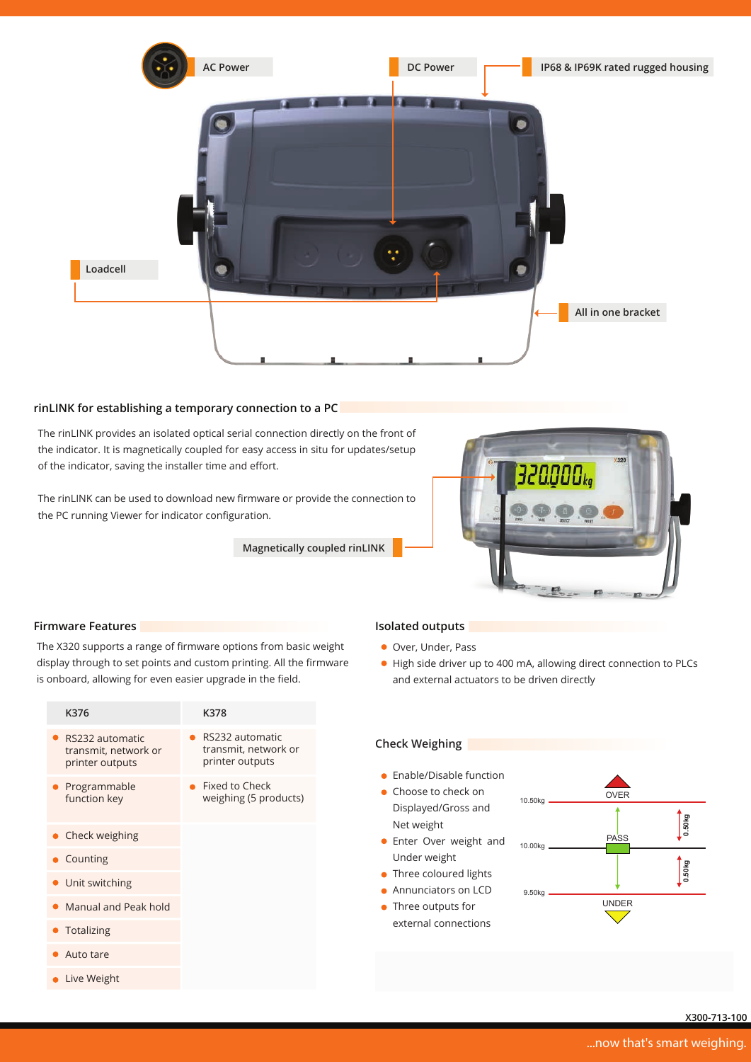AC Power

DC Power

IP68 & IP69K rated rugged housing

Loadcell

All in one bracket

## rinLINK for establishing a temporary connection to a PC

The rinLINK provides an isolated optical serial connection directly on the front of the indicator. It is magnetically coupled for easy access in situ for updates/setup of the indicator, saving the installer time and effort.

The rinLINK can be used to download new firmware or provide the connection to the PC running Viewer for indicator configuration.

Magnetically coupled rinLINK

## Firmware Features

The X320 supports a range of firmware options from basic weight display through to set points and custom printing. All the firmware is onboard, allowing for even easier upgrade in the field.

| K376 | K378 |
|---|---|
| • RS232 automatic transmit, network or printer outputs | • RS232 automatic transmit, network or printer outputs |
| • Programmable function key | • Fixed to Check weighing (5 products) |
| • Check weighing | |
| • Counting | |
| • Unit switching | |
| • Manual and Peak hold | |
| • Totalizing | |
| • Auto tare | |
| • Live Weight | |

## Isolated outputs

- Over, Under, Pass
- High side driver up to 400 mA, allowing direct connection to PLCs and external actuators to be driven directly

## Check Weighing

- Enable/Disable function
- Choose to check on Displayed/Gross and Net weight
- Enter Over weight and Under weight
- Three coloured lights
- Annunciators on LCD
- Three outputs for external connections

OVER — 10.50kg
PASS — 10.00kg
UNDER — 9.50kg
0.50kg
0.50kg

X300-713-100

...now that's smart weighing.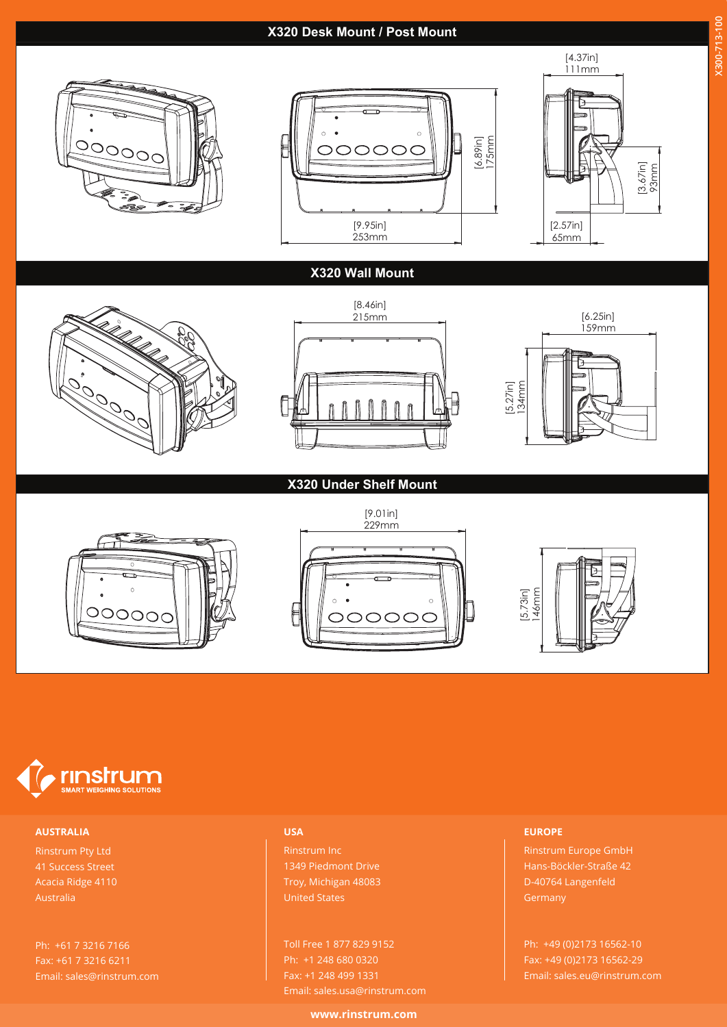## X320 Desk Mount / Post Mount

[4.37in]
111mm

[6.89in]
175mm

[3.67in]
93mm

[9.95in]
253mm

[2.57in]
65mm

## X320 Wall Mount

[8.46in]
215mm

[6.25in]
159mm

[5.27in]
134mm

## X320 Under Shelf Mount

[9.01in]
229mm

[5.73in]
146mm

rinstrum
SMART WEIGHING SOLUTIONS

**AUSTRALIA**

Rinstrum Pty Ltd
41 Success Street
Acacia Ridge 4110
Australia

Ph: +61 7 3216 7166
Fax: +61 7 3216 6211
Email: sales@rinstrum.com

**USA**

Rinstrum Inc
1349 Piedmont Drive
Troy, Michigan 48083
United States

Toll Free 1 877 829 9152
Ph: +1 248 680 0320
Fax: +1 248 499 1331
Email: sales.usa@rinstrum.com

**EUROPE**

Rinstrum Europe GmbH
Hans-Böckler-Straße 42
D-40764 Langenfeld
Germany

Ph: +49 (0)2173 16562-10
Fax: +49 (0)2173 16562-29
Email: sales.eu@rinstrum.com

**www.rinstrum.com**

X300-713-100